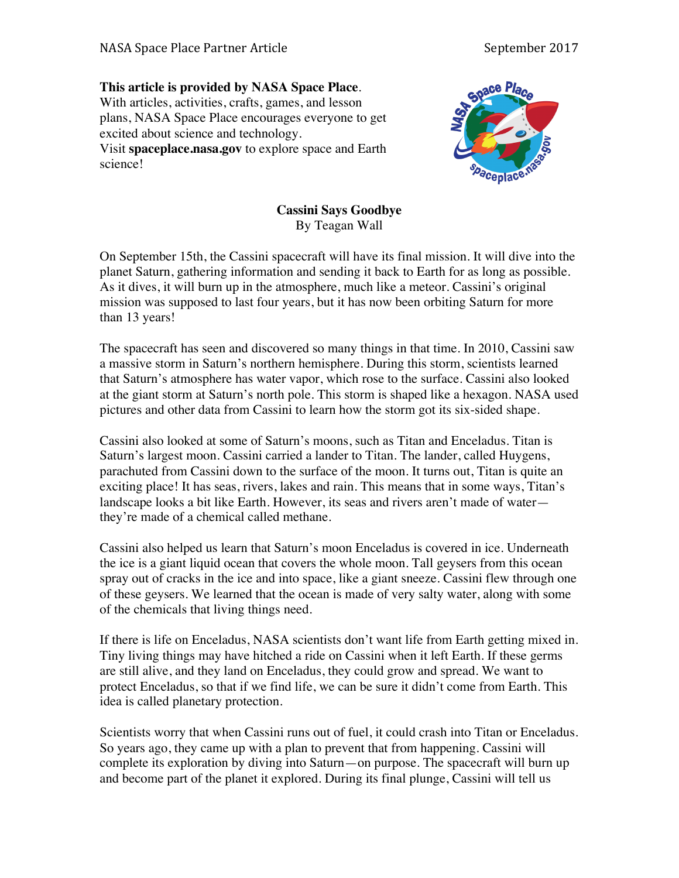**This article is provided by NASA Space Place**.
With articles, activities, crafts, games, and lesson plans, NASA Space Place encourages everyone to get excited about science and technology.
Visit **spaceplace.nasa.gov** to explore space and Earth science!

# Cassini Says Goodbye

By Teagan Wall

On September 15th, the Cassini spacecraft will have its final mission. It will dive into the planet Saturn, gathering information and sending it back to Earth for as long as possible. As it dives, it will burn up in the atmosphere, much like a meteor. Cassini's original mission was supposed to last four years, but it has now been orbiting Saturn for more than 13 years!

The spacecraft has seen and discovered so many things in that time. In 2010, Cassini saw a massive storm in Saturn's northern hemisphere. During this storm, scientists learned that Saturn's atmosphere has water vapor, which rose to the surface. Cassini also looked at the giant storm at Saturn's north pole. This storm is shaped like a hexagon. NASA used pictures and other data from Cassini to learn how the storm got its six-sided shape.

Cassini also looked at some of Saturn's moons, such as Titan and Enceladus. Titan is Saturn's largest moon. Cassini carried a lander to Titan. The lander, called Huygens, parachuted from Cassini down to the surface of the moon. It turns out, Titan is quite an exciting place! It has seas, rivers, lakes and rain. This means that in some ways, Titan's landscape looks a bit like Earth. However, its seas and rivers aren't made of water—they're made of a chemical called methane.

Cassini also helped us learn that Saturn's moon Enceladus is covered in ice. Underneath the ice is a giant liquid ocean that covers the whole moon. Tall geysers from this ocean spray out of cracks in the ice and into space, like a giant sneeze. Cassini flew through one of these geysers. We learned that the ocean is made of very salty water, along with some of the chemicals that living things need.

If there is life on Enceladus, NASA scientists don't want life from Earth getting mixed in. Tiny living things may have hitched a ride on Cassini when it left Earth. If these germs are still alive, and they land on Enceladus, they could grow and spread. We want to protect Enceladus, so that if we find life, we can be sure it didn't come from Earth. This idea is called planetary protection.

Scientists worry that when Cassini runs out of fuel, it could crash into Titan or Enceladus. So years ago, they came up with a plan to prevent that from happening. Cassini will complete its exploration by diving into Saturn—on purpose. The spacecraft will burn up and become part of the planet it explored. During its final plunge, Cassini will tell us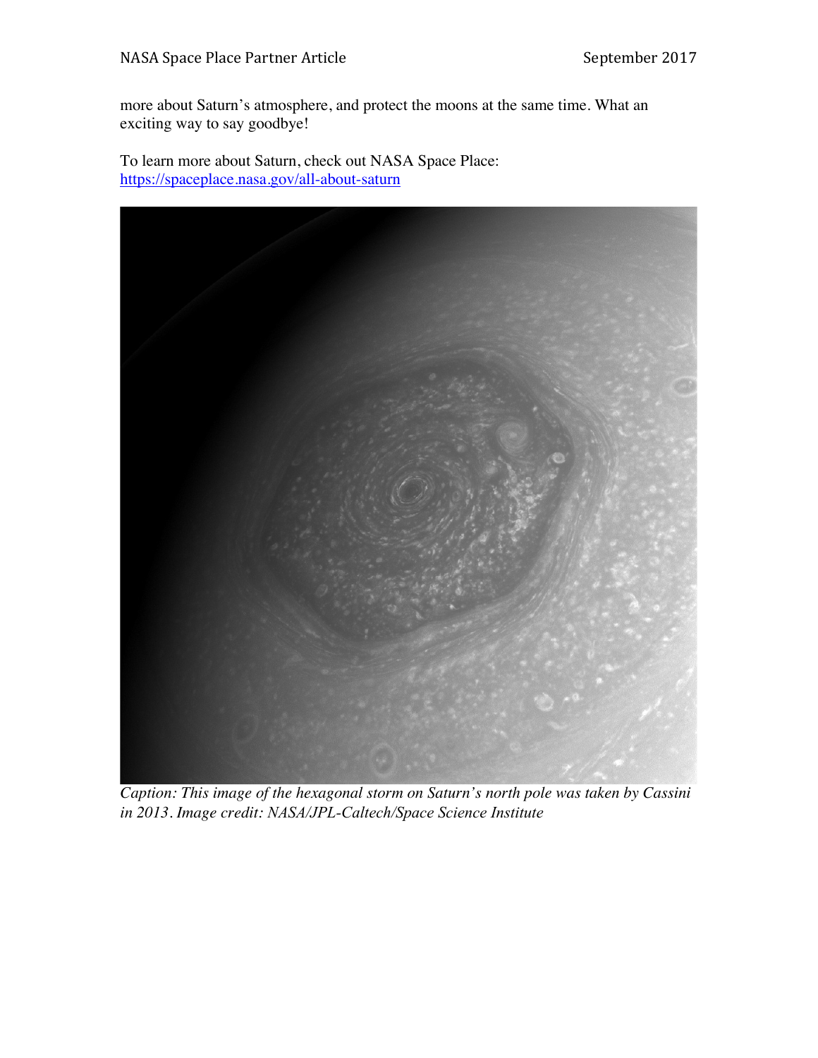more about Saturn's atmosphere, and protect the moons at the same time. What an exciting way to say goodbye!

To learn more about Saturn, check out NASA Space Place: [https://spaceplace.nasa.gov/all-about-saturn](https://spaceplace.nasa.gov/all-about-saturn)

*Caption: This image of the hexagonal storm on Saturn's north pole was taken by Cassini in 2013. Image credit: NASA/JPL-Caltech/Space Science Institute*